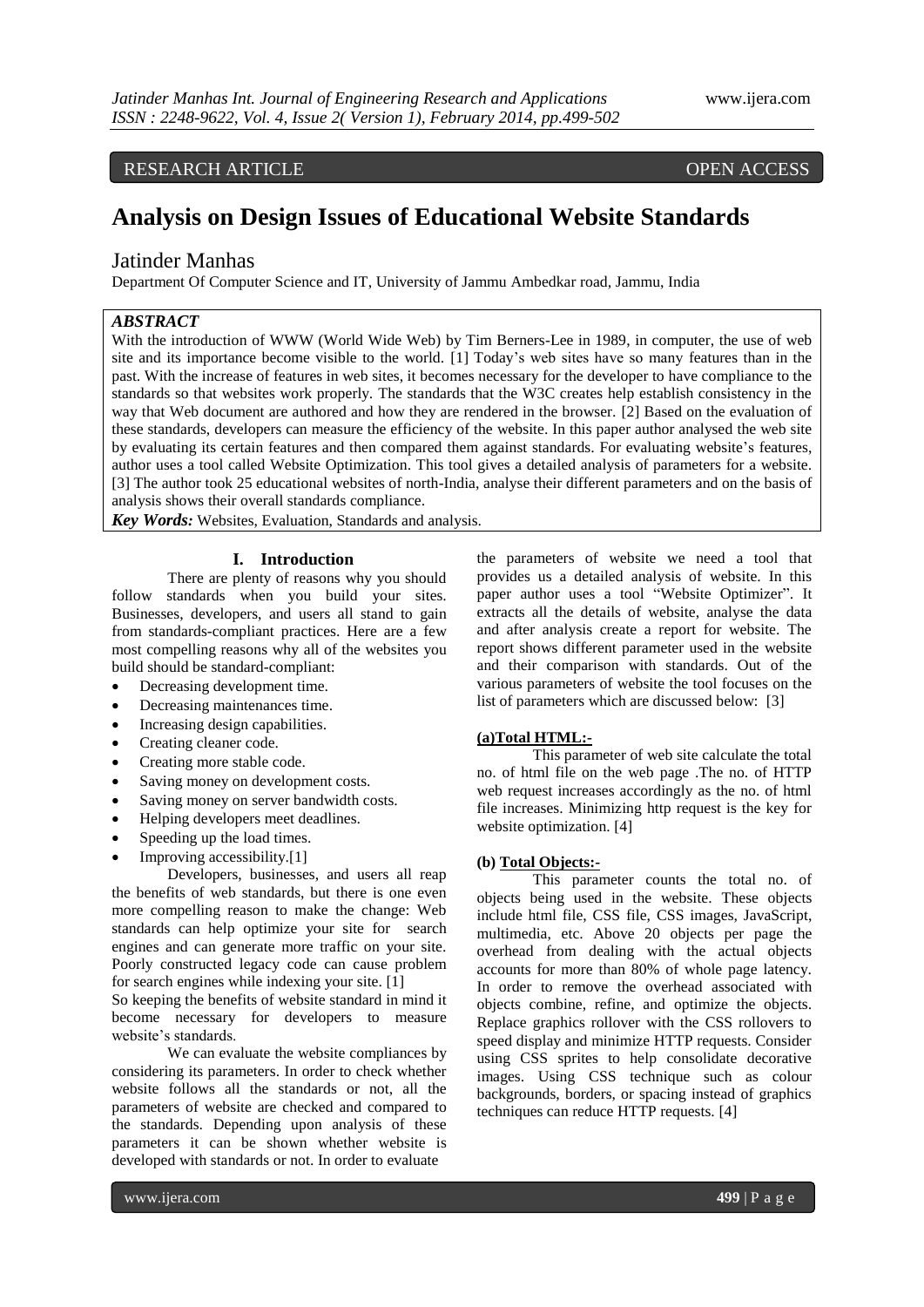RESEARCH ARTICLE OPEN ACCESS

# Analysis on Design Issues of Educational Website Standards

Jatinder Manhas

Department Of Computer Science and IT, University of Jammu Ambedkar road, Jammu, India

***ABSTRACT***

With the introduction of WWW (World Wide Web) by Tim Berners-Lee in 1989, in computer, the use of web site and its importance become visible to the world. [1] Today's web sites have so many features than in the past. With the increase of features in web sites, it becomes necessary for the developer to have compliance to the standards so that websites work properly. The standards that the W3C creates help establish consistency in the way that Web document are authored and how they are rendered in the browser. [2] Based on the evaluation of these standards, developers can measure the efficiency of the website. In this paper author analysed the web site by evaluating its certain features and then compared them against standards. For evaluating website's features, author uses a tool called Website Optimization. This tool gives a detailed analysis of parameters for a website. [3] The author took 25 educational websites of north-India, analyse their different parameters and on the basis of analysis shows their overall standards compliance.

***Key Words:*** Websites, Evaluation, Standards and analysis.

## I. Introduction

There are plenty of reasons why you should follow standards when you build your sites. Businesses, developers, and users all stand to gain from standards-compliant practices. Here are a few most compelling reasons why all of the websites you build should be standard-compliant:

- Decreasing development time.
- Decreasing maintenances time.
- Increasing design capabilities.
- Creating cleaner code.
- Creating more stable code.
- Saving money on development costs.
- Saving money on server bandwidth costs.
- Helping developers meet deadlines.
- Speeding up the load times.
- Improving accessibility.[1]

Developers, businesses, and users all reap the benefits of web standards, but there is one even more compelling reason to make the change: Web standards can help optimize your site for search engines and can generate more traffic on your site. Poorly constructed legacy code can cause problem for search engines while indexing your site. [1]

So keeping the benefits of website standard in mind it become necessary for developers to measure website's standards.

We can evaluate the website compliances by considering its parameters. In order to check whether website follows all the standards or not, all the parameters of website are checked and compared to the standards. Depending upon analysis of these parameters it can be shown whether website is developed with standards or not. In order to evaluate the parameters of website we need a tool that provides us a detailed analysis of website. In this paper author uses a tool "Website Optimizer". It extracts all the details of website, analyse the data and after analysis create a report for website. The report shows different parameter used in the website and their comparison with standards. Out of the various parameters of website the tool focuses on the list of parameters which are discussed below: [3]

**(a)<u>Total HTML:-</u>**

This parameter of web site calculate the total no. of html file on the web page .The no. of HTTP web request increases accordingly as the no. of html file increases. Minimizing http request is the key for website optimization. [4]

**(b) <u>Total Objects:-</u>**

This parameter counts the total no. of objects being used in the website. These objects include html file, CSS file, CSS images, JavaScript, multimedia, etc. Above 20 objects per page the overhead from dealing with the actual objects accounts for more than 80% of whole page latency. In order to remove the overhead associated with objects combine, refine, and optimize the objects. Replace graphics rollover with the CSS rollovers to speed display and minimize HTTP requests. Consider using CSS sprites to help consolidate decorative images. Using CSS technique such as colour backgrounds, borders, or spacing instead of graphics techniques can reduce HTTP requests. [4]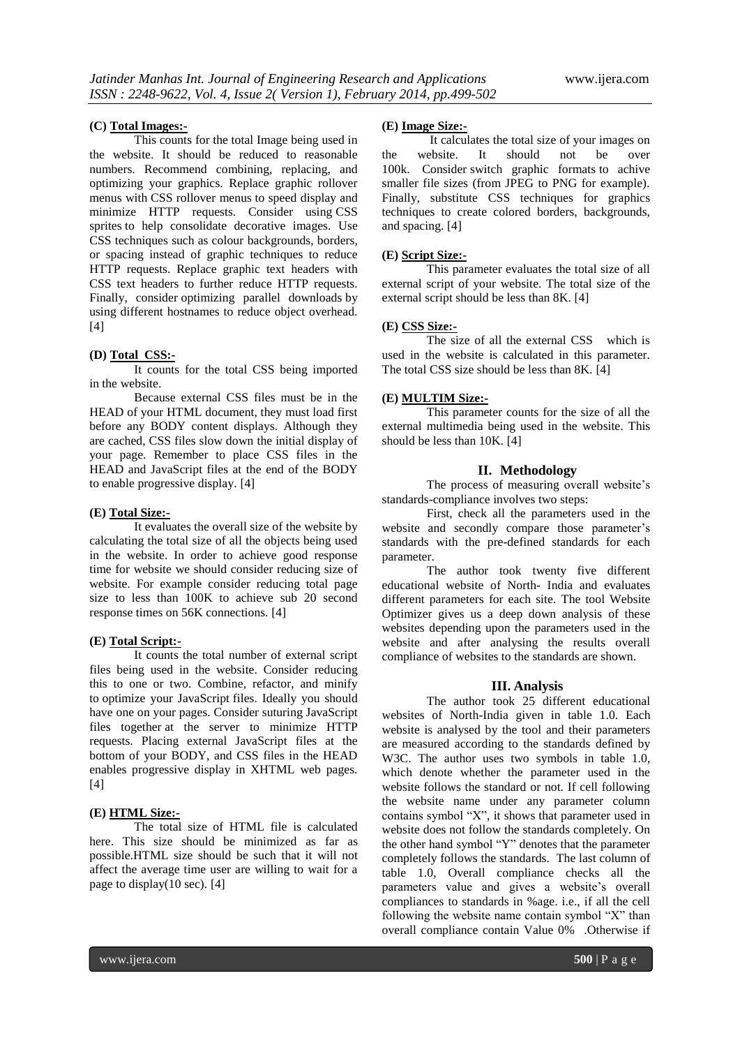#### (C) Total Images:-

This counts for the total Image being used in the website. It should be reduced to reasonable numbers. Recommend combining, replacing, and optimizing your graphics. Replace graphic rollover menus with CSS rollover menus to speed display and minimize HTTP requests. Consider using CSS sprites to help consolidate decorative images. Use CSS techniques such as colour backgrounds, borders, or spacing instead of graphic techniques to reduce HTTP requests. Replace graphic text headers with CSS text headers to further reduce HTTP requests. Finally, consider optimizing parallel downloads by using different hostnames to reduce object overhead. [4]

#### (D) Total CSS:-

It counts for the total CSS being imported in the website.

Because external CSS files must be in the HEAD of your HTML document, they must load first before any BODY content displays. Although they are cached, CSS files slow down the initial display of your page. Remember to place CSS files in the HEAD and JavaScript files at the end of the BODY to enable progressive display. [4]

#### (E) Total Size:-

It evaluates the overall size of the website by calculating the total size of all the objects being used in the website. In order to achieve good response time for website we should consider reducing size of website. For example consider reducing total page size to less than 100K to achieve sub 20 second response times on 56K connections. [4]

#### (E) Total Script:-

It counts the total number of external script files being used in the website. Consider reducing this to one or two. Combine, refactor, and minify to optimize your JavaScript files. Ideally you should have one on your pages. Consider suturing JavaScript files together at the server to minimize HTTP requests. Placing external JavaScript files at the bottom of your BODY, and CSS files in the HEAD enables progressive display in XHTML web pages. [4]

#### (E) HTML Size:-

The total size of HTML file is calculated here. This size should be minimized as far as possible.HTML size should be such that it will not affect the average time user are willing to wait for a page to display(10 sec). [4]

#### (E) Image Size:-

It calculates the total size of your images on the website. It should not be over 100k. Consider switch graphic formats to achive smaller file sizes (from JPEG to PNG for example). Finally, substitute CSS techniques for graphics techniques to create colored borders, backgrounds, and spacing. [4]

#### (E) Script Size:-

This parameter evaluates the total size of all external script of your website. The total size of the external script should be less than 8K. [4]

#### (E) CSS Size:-

The size of all the external CSS which is used in the website is calculated in this parameter. The total CSS size should be less than 8K. [4]

#### (E) MULTIM Size:-

This parameter counts for the size of all the external multimedia being used in the website. This should be less than 10K. [4]

## II. Methodology

The process of measuring overall website's standards-compliance involves two steps:

First, check all the parameters used in the website and secondly compare those parameter's standards with the pre-defined standards for each parameter.

The author took twenty five different educational website of North- India and evaluates different parameters for each site. The tool Website Optimizer gives us a deep down analysis of these websites depending upon the parameters used in the website and after analysing the results overall compliance of websites to the standards are shown.

## III. Analysis

The author took 25 different educational websites of North-India given in table 1.0. Each website is analysed by the tool and their parameters are measured according to the standards defined by W3C. The author uses two symbols in table 1.0, which denote whether the parameter used in the website follows the standard or not. If cell following the website name under any parameter column contains symbol "X", it shows that parameter used in website does not follow the standards completely. On the other hand symbol "Y" denotes that the parameter completely follows the standards. The last column of table 1.0, Overall compliance checks all the parameters value and gives a website's overall compliances to standards in %age. i.e., if all the cell following the website name contain symbol "X" than overall compliance contain Value 0% .Otherwise if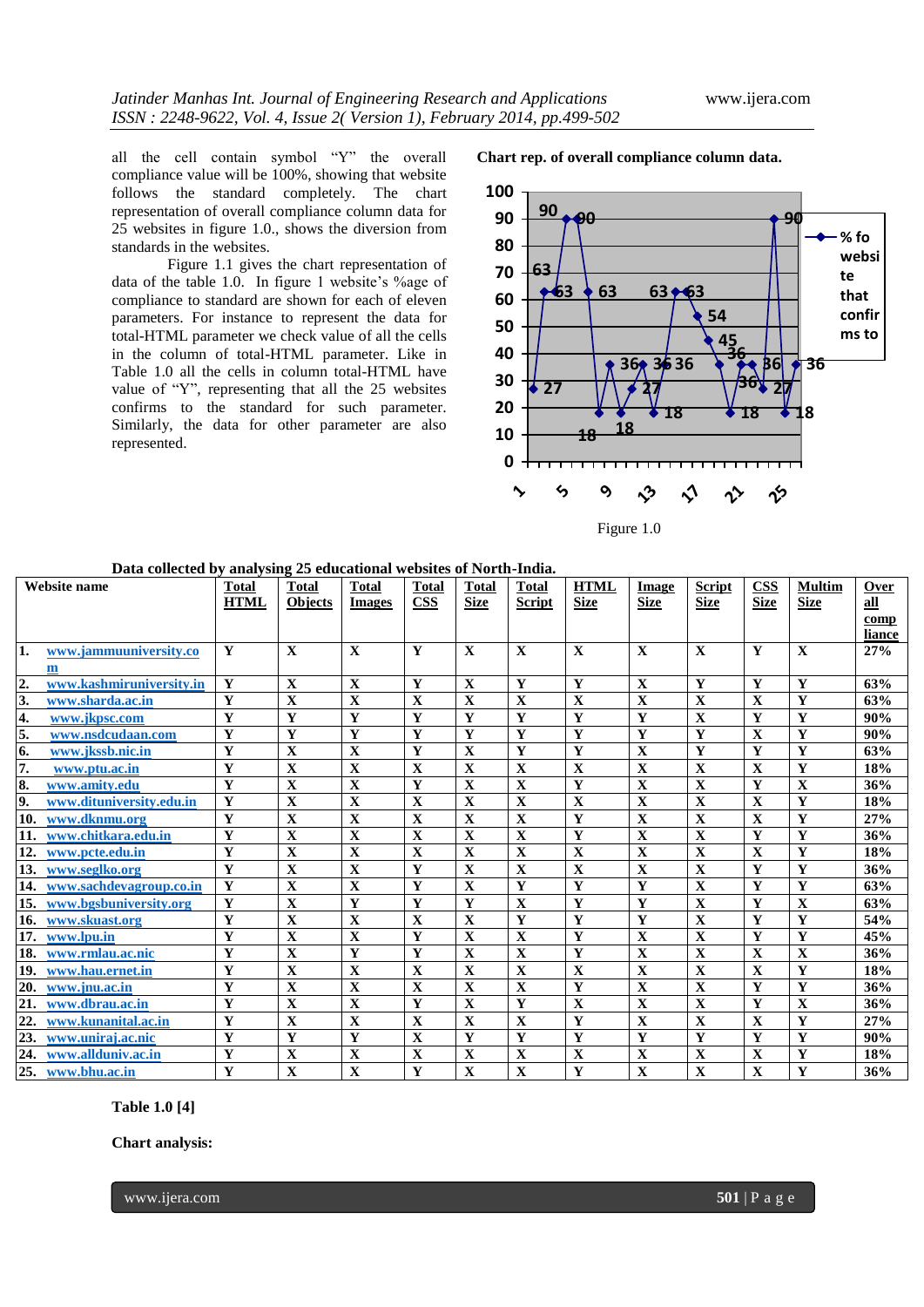all the cell contain symbol "Y" the overall compliance value will be 100%, showing that website follows the standard completely. The chart representation of overall compliance column data for 25 websites in figure 1.0., shows the diversion from standards in the websites.

Figure 1.1 gives the chart representation of data of the table 1.0. In figure 1 website's %age of compliance to standard are shown for each of eleven parameters. For instance to represent the data for total-HTML parameter we check value of all the cells in the column of total-HTML parameter. Like in Table 1.0 all the cells in column total-HTML have value of "Y", representing that all the 25 websites confirms to the standard for such parameter. Similarly, the data for other parameter are also represented.

**Chart rep. of overall compliance column data.**

Figure 1.0

**Data collected by analysing 25 educational websites of North-India.**

| Website name | Total HTML | Total Objects | Total Images | Total CSS | Total Size | Total Script | HTML Size | Image Size | Script Size | CSS Size | Multim Size | Over all compliance |
|---|---|---|---|---|---|---|---|---|---|---|---|---|
| 1. www.jammuuniversity.com | Y | X | X | Y | X | X | X | X | X | Y | X | 27% |
| 2. www.kashmiruniversity.in | Y | X | X | Y | X | Y | Y | X | Y | Y | Y | 63% |
| 3. www.sharda.ac.in | Y | X | X | X | X | X | X | X | X | X | Y | 63% |
| 4. www.jkpsc.com | Y | Y | Y | Y | Y | Y | Y | Y | X | Y | Y | 90% |
| 5. www.nsdcudaan.com | Y | Y | Y | Y | Y | Y | Y | Y | Y | X | Y | 90% |
| 6. www.jkssb.nic.in | Y | X | X | Y | X | Y | Y | X | Y | Y | Y | 63% |
| 7. www.ptu.ac.in | Y | X | X | X | X | X | X | X | X | X | Y | 18% |
| 8. www.amity.edu | Y | X | X | Y | X | X | Y | X | X | Y | X | 36% |
| 9. www.dituniversity.edu.in | Y | X | X | X | X | X | X | X | X | X | Y | 18% |
| 10. www.dknmu.org | Y | X | X | X | X | X | Y | X | X | X | Y | 27% |
| 11. www.chitkara.edu.in | Y | X | X | X | X | X | Y | X | X | Y | Y | 36% |
| 12. www.pcte.edu.in | Y | X | X | X | X | X | X | X | X | X | Y | 18% |
| 13. www.seglko.org | Y | X | X | Y | X | X | X | X | X | Y | Y | 36% |
| 14. www.sachdevagroup.co.in | Y | X | X | Y | X | Y | Y | Y | X | Y | Y | 63% |
| 15. www.bgsbuniversity.org | Y | X | Y | Y | Y | X | Y | Y | X | Y | X | 63% |
| 16. www.skuast.org | Y | X | X | X | X | Y | Y | Y | X | Y | Y | 54% |
| 17. www.lpu.in | Y | X | X | Y | X | X | Y | X | X | Y | Y | 45% |
| 18. www.rmlau.ac.nic | Y | X | Y | Y | X | X | Y | X | X | X | X | 36% |
| 19. www.hau.ernet.in | Y | X | X | X | X | X | X | X | X | X | Y | 18% |
| 20. www.jnu.ac.in | Y | X | X | X | X | X | Y | X | X | Y | Y | 36% |
| 21. www.dbrau.ac.in | Y | X | X | Y | X | Y | X | X | X | Y | X | 36% |
| 22. www.kunanital.ac.in | Y | X | X | X | X | X | Y | X | X | X | Y | 27% |
| 23. www.uniraj.ac.nic | Y | Y | Y | X | Y | Y | Y | Y | Y | Y | Y | 90% |
| 24. www.allduniv.ac.in | Y | X | X | X | X | X | X | X | X | X | Y | 18% |
| 25. www.bhu.ac.in | Y | X | X | Y | X | X | Y | X | X | X | Y | 36% |

**Table 1.0 [4]**

**Chart analysis:**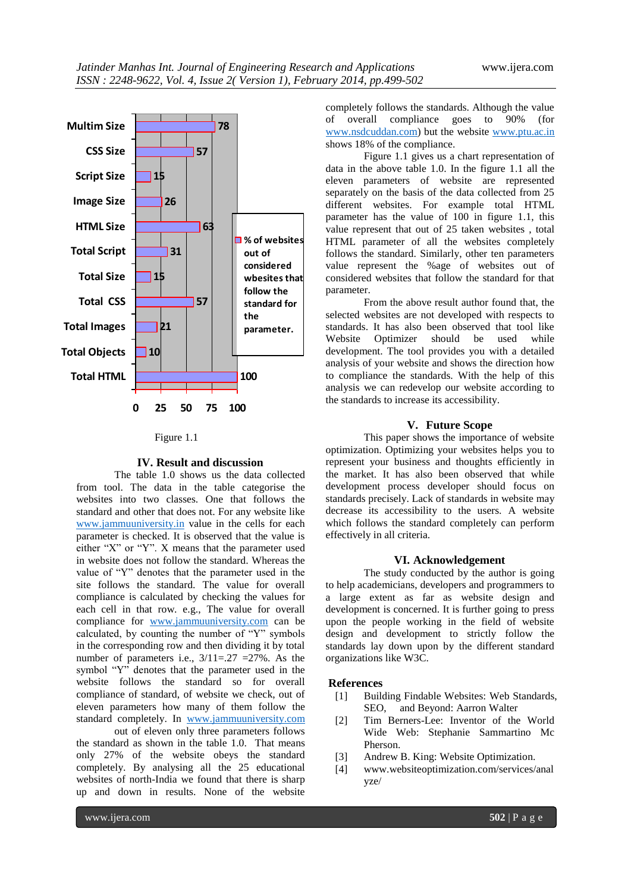Multim Size 78
CSS Size 57
Script Size 15
Image Size 26
HTML Size 63
Total Script 31
Total Size 15
Total CSS 57
Total Images 21
Total Objects 10
Total HTML 100

0 25 50 75 100

% of websites out of considered wbesites that follow the standard for the parameter.

Figure 1.1

## IV. Result and discussion

The table 1.0 shows us the data collected from tool. The data in the table categorise the websites into two classes. One that follows the standard and other that does not. For any website like www.jammuuniversity.in value in the cells for each parameter is checked. It is observed that the value is either "X" or "Y". X means that the parameter used in website does not follow the standard. Whereas the value of "Y" denotes that the parameter used in the site follows the standard. The value for overall compliance is calculated by checking the values for each cell in that row. e.g., The value for overall compliance for www.jammuuniversity.com can be calculated, by counting the number of "Y" symbols in the corresponding row and then dividing it by total number of parameters i.e., 3/11=.27 =27%. As the symbol "Y" denotes that the parameter used in the website follows the standard so for overall compliance of standard, of website we check, out of eleven parameters how many of them follow the standard completely. In www.jammuuniversity.com out of eleven only three parameters follows the standard as shown in the table 1.0. That means only 27% of the website obeys the standard completely. By analysing all the 25 educational websites of north-India we found that there is sharp up and down in results. None of the website completely follows the standards. Although the value of overall compliance goes to 90% (for www.nsdcuddan.com) but the website www.ptu.ac.in shows 18% of the compliance.

Figure 1.1 gives us a chart representation of data in the above table 1.0. In the figure 1.1 all the eleven parameters of website are represented separately on the basis of the data collected from 25 different websites. For example total HTML parameter has the value of 100 in figure 1.1, this value represent that out of 25 taken websites , total HTML parameter of all the websites completely follows the standard. Similarly, other ten parameters value represent the %age of websites out of considered websites that follow the standard for that parameter.

From the above result author found that, the selected websites are not developed with respects to standards. It has also been observed that tool like Website Optimizer should be used while development. The tool provides you with a detailed analysis of your website and shows the direction how to compliance the standards. With the help of this analysis we can redevelop our website according to the standards to increase its accessibility.

## V. Future Scope

This paper shows the importance of website optimization. Optimizing your websites helps you to represent your business and thoughts efficiently in the market. It has also been observed that while development process developer should focus on standards precisely. Lack of standards in website may decrease its accessibility to the users. A website which follows the standard completely can perform effectively in all criteria.

## VI. Acknowledgement

The study conducted by the author is going to help acadeicians, developers and programmers to a large extent as far as website design and development is concerned. It is further going to press upon the people working in the field of website design and development to strictly follow the standards lay down upon by the different standard organizations like W3C.

## References

[1] Building Findable Websites: Web Standards, SEO, and Beyond: Aarron Walter

[2] Tim Berners-Lee: Inventor of the World Wide Web: Stephanie Sammartino Mc Pherson.

[3] Andrew B. King: Website Optimization.

[4] www.websiteoptimization.com/services/analyze/